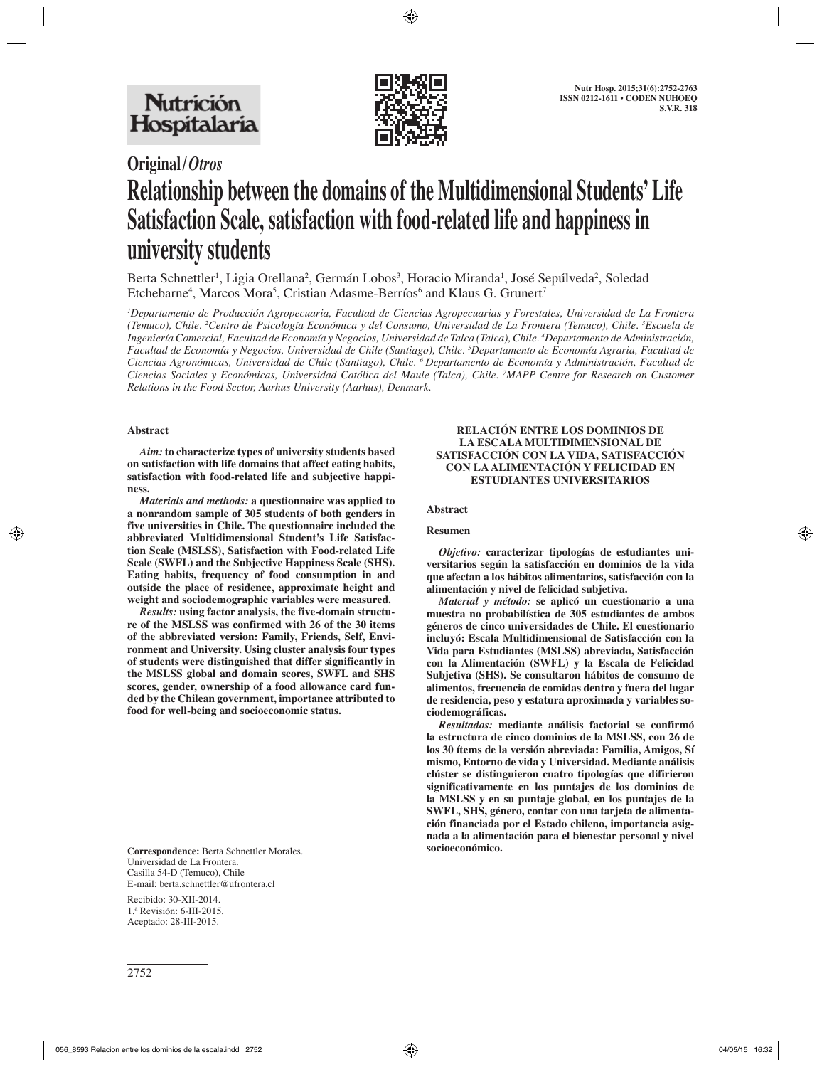Original / *Otros*

# Relationship between the domains of the Multidimensional Students' Life Satisfaction Scale, satisfaction with food-related life and happiness in university students

Berta Schnettler[1], Ligia Orellana[2], Germán Lobos[3], Horacio Miranda[1], José Sepúlveda[2], Soledad Etchebarne[4], Marcos Mora[5], Cristian Adasme-Berríos[6] and Klaus G. Grunert[7]

*[1]Departamento de Producción Agropecuaria, Facultad de Ciencias Agropecuarias y Forestales, Universidad de La Frontera (Temuco), Chile. [2]Centro de Psicología Económica y del Consumo, Universidad de La Frontera (Temuco), Chile. [3]Escuela de Ingeniería Comercial, Facultad de Economía y Negocios, Universidad de Talca (Talca), Chile. [4]Departamento de Administración, Facultad de Economía y Negocios, Universidad de Chile (Santiago), Chile. [5]Departamento de Economía Agraria, Facultad de Ciencias Agronómicas, Universidad de Chile (Santiago), Chile. [6]Departamento de Economía y Administración, Facultad de Ciencias Sociales y Económicas, Universidad Católica del Maule (Talca), Chile. [7]MAPP Centre for Research on Customer Relations in the Food Sector, Aarhus University (Aarhus), Denmark.*

## Abstract

***Aim:*** **to characterize types of university students based on satisfaction with life domains that affect eating habits, satisfaction with food-related life and subjective happiness.**

***Materials and methods:*** **a questionnaire was applied to a nonrandom sample of 305 students of both genders in five universities in Chile. The questionnaire included the abbreviated Multidimensional Student's Life Satisfaction Scale (MSLSS), Satisfaction with Food-related Life Scale (SWFL) and the Subjective Happiness Scale (SHS). Eating habits, frequency of food consumption in and outside the place of residence, approximate height and weight and sociodemographic variables were measured.**

***Results:*** **using factor analysis, the five-domain structure of the MSLSS was confirmed with 26 of the 30 items of the abbreviated version: Family, Friends, Self, Environment and University. Using cluster analysis four types of students were distinguished that differ significantly in the MSLSS global and domain scores, SWFL and SHS scores, gender, ownership of a food allowance card funded by the Chilean government, importance attributed to food for well-being and socioeconomic status.**

**Correspondence:** Berta Schnettler Morales.
Universidad de La Frontera.
Casilla 54-D (Temuco), Chile
E-mail: berta.schnettler@ufrontera.cl

Recibido: 30-XII-2014.
1.ª Revisión: 6-III-2015.
Aceptado: 28-III-2015.

**RELACIÓN ENTRE LOS DOMINIOS DE LA ESCALA MULTIDIMENSIONAL DE SATISFACCIÓN CON LA VIDA, SATISFACCIÓN CON LA ALIMENTACIÓN Y FELICIDAD EN ESTUDIANTES UNIVERSITARIOS**

## Abstract

## Resumen

***Objetivo:*** **caracterizar tipologías de estudiantes universitarios según la satisfacción en dominios de la vida que afectan a los hábitos alimentarios, satisfacción con la alimentación y nivel de felicidad subjetiva.**

***Material y método:*** **se aplicó un cuestionario a una muestra no probabilística de 305 estudiantes de ambos géneros de cinco universidades de Chile. El cuestionario incluyó: Escala Multidimensional de Satisfacción con la Vida para Estudiantes (MSLSS) abreviada, Satisfacción con la Alimentación (SWFL) y la Escala de Felicidad Subjetiva (SHS). Se consultaron hábitos de consumo de alimentos, frecuencia de comidas dentro y fuera del lugar de residencia, peso y estatura aproximada y variables sociodemográficas.**

***Resultados:*** **mediante análisis factorial se confirmó la estructura de cinco dominios de la MSLSS, con 26 de los 30 ítems de la versión abreviada: Familia, Amigos, Sí mismo, Entorno de vida y Universidad. Mediante análisis clúster se distinguieron cuatro tipologías que difirieron significativamente en los puntajes de los dominios de la MSLSS y en su puntaje global, en los puntajes de la SWFL, SHS, género, contar con una tarjeta de alimentación financiada por el Estado chileno, importancia asignada a la alimentación para el bienestar personal y nivel socioeconómico.**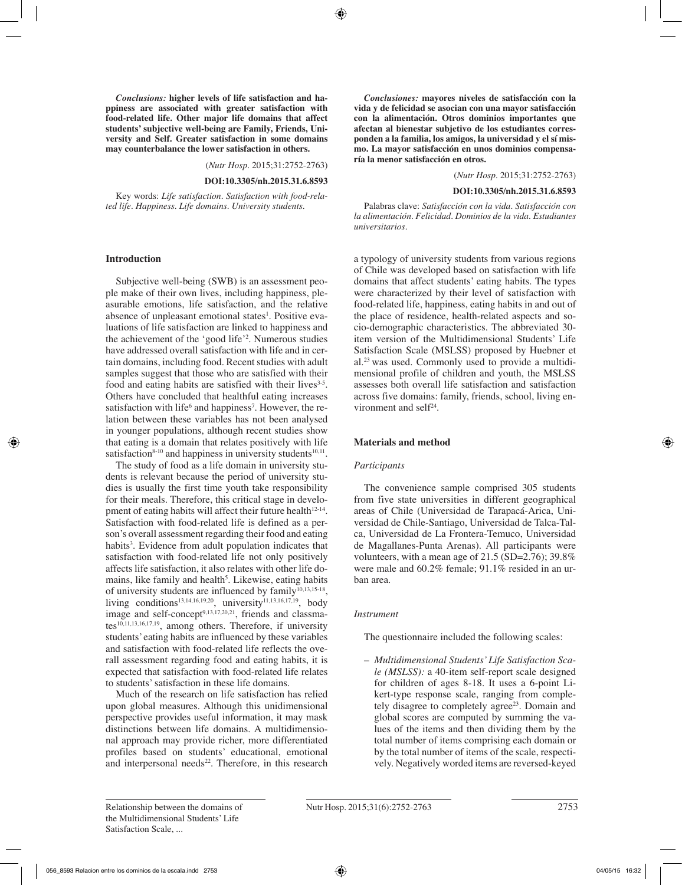*Conclusions:* **higher levels of life satisfaction and happiness are associated with greater satisfaction with food-related life. Other major life domains that affect students' subjective well-being are Family, Friends, University and Self. Greater satisfaction in some domains may counterbalance the lower satisfaction in others.**

(*Nutr Hosp.* 2015;31:2752-2763)

**DOI:10.3305/nh.2015.31.6.8593**

Key words: *Life satisfaction. Satisfaction with food-related life. Happiness. Life domains. University students.*

*Conclusiones:* **mayores niveles de satisfacción con la vida y de felicidad se asocian con una mayor satisfacción con la alimentación. Otros dominios importantes que afectan al bienestar subjetivo de los estudiantes corresponden a la familia, los amigos, la universidad y el sí mismo. La mayor satisfacción en unos dominios compensaría la menor satisfacción en otros.**

(*Nutr Hosp.* 2015;31:2752-2763)

**DOI:10.3305/nh.2015.31.6.8593**

Palabras clave: *Satisfacción con la vida. Satisfacción con la alimentación. Felicidad. Dominios de la vida. Estudiantes universitarios.*

## Introduction

Subjective well-being (SWB) is an assessment people make of their own lives, including happiness, pleasurable emotions, life satisfaction, and the relative absence of unpleasant emotional states[1]. Positive evaluations of life satisfaction are linked to happiness and the achievement of the 'good life'[2]. Numerous studies have addressed overall satisfaction with life and in certain domains, including food. Recent studies with adult samples suggest that those who are satisfied with their food and eating habits are satisfied with their lives[3-5]. Others have concluded that healthful eating increases satisfaction with life[6] and happiness[7]. However, the relation between these variables has not been analysed in younger populations, although recent studies show that eating is a domain that relates positively with life satisfaction[8-10] and happiness in university students[10,11].

The study of food as a life domain in university students is relevant because the period of university studies is usually the first time youth take responsibility for their meals. Therefore, this critical stage in development of eating habits will affect their future health[12-14]. Satisfaction with food-related life is defined as a person's overall assessment regarding their food and eating habits[3]. Evidence from adult population indicates that satisfaction with food-related life not only positively affects life satisfaction, it also relates with other life domains, like family and health[5]. Likewise, eating habits of university students are influenced by family[10,13,15-18], living conditions[13,14,16,19,20], university[11,13,16,17,19], body image and self-concept[9,13,17,20,21], friends and classmates[10,11,13,16,17,19], among others. Therefore, if university students' eating habits are influenced by these variables and satisfaction with food-related life reflects the overall assessment regarding food and eating habits, it is expected that satisfaction with food-related life relates to students' satisfaction in these life domains.

Much of the research on life satisfaction has relied upon global measures. Although this unidimensional perspective provides useful information, it may mask distinctions between life domains. A multidimensional approach may provide richer, more differentiated profiles based on students' educational, emotional and interpersonal needs[22]. Therefore, in this research a typology of university students from various regions of Chile was developed based on satisfaction with life domains that affect students' eating habits. The types were characterized by their level of satisfaction with food-related life, happiness, eating habits in and out of the place of residence, health-related aspects and socio-demographic characteristics. The abbreviated 30-item version of the Multidimensional Students' Life Satisfaction Scale (MSLSS) proposed by Huebner et al.[23] was used. Commonly used to provide a multidimensional profile of children and youth, the MSLSS assesses both overall life satisfaction and satisfaction across five domains: family, friends, school, living environment and self[24].

## Materials and method

### *Participants*

The convenience sample comprised 305 students from five state universities in different geographical areas of Chile (Universidad de Tarapacá-Arica, Universidad de Chile-Santiago, Universidad de Talca-Talca, Universidad de La Frontera-Temuco, Universidad de Magallanes-Punta Arenas). All participants were volunteers, with a mean age of 21.5 (SD=2.76); 39.8% were male and 60.2% female; 91.1% resided in an urban area.

### *Instrument*

The questionnaire included the following scales:

– *Multidimensional Students' Life Satisfaction Scale (MSLSS):* a 40-item self-report scale designed for children of ages 8-18. It uses a 6-point Likert-type response scale, ranging from completely disagree to completely agree[23]. Domain and global scores are computed by summing the values of the items and then dividing them by the total number of items comprising each domain or by the total number of items of the scale, respectively. Negatively worded items are reversed-keyed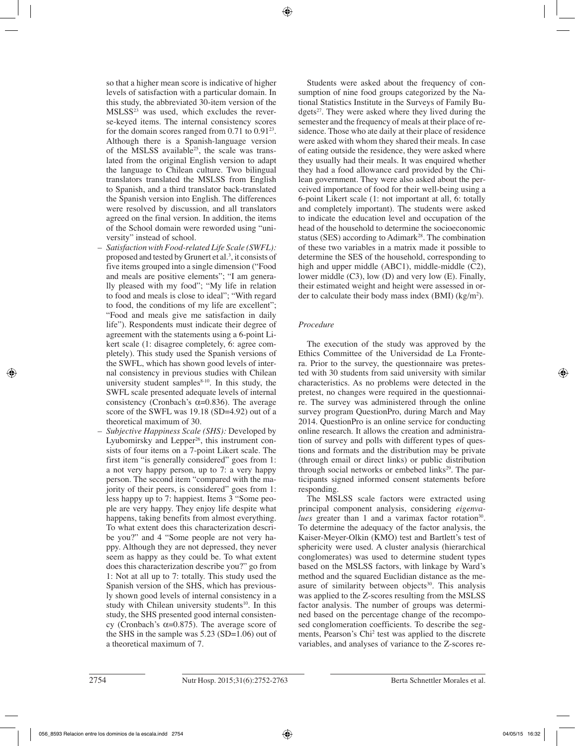so that a higher mean score is indicative of higher levels of satisfaction with a particular domain. In this study, the abbreviated 30-item version of the MSLSS[23] was used, which excludes the reverse-keyed items. The internal consistency scores for the domain scores ranged from 0.71 to 0.91[23]. Although there is a Spanish-language version of the MSLSS available[25], the scale was translated from the original English version to adapt the language to Chilean culture. Two bilingual translators translated the MSLSS from English to Spanish, and a third translator back-translated the Spanish version into English. The differences were resolved by discussion, and all translators agreed on the final version. In addition, the items of the School domain were reworded using "university" instead of school.

- *Satisfaction with Food-related Life Scale (SWFL):* proposed and tested by Grunert et al.[3], it consists of five items grouped into a single dimension ("Food and meals are positive elements"; "I am generally pleased with my food"; "My life in relation to food and meals is close to ideal"; "With regard to food, the conditions of my life are excellent"; "Food and meals give me satisfaction in daily life"). Respondents must indicate their degree of agreement with the statements using a 6-point Likert scale (1: disagree completely, 6: agree completely). This study used the Spanish versions of the SWFL, which has shown good levels of internal consistency in previous studies with Chilean university student samples[8-10]. In this study, the SWFL scale presented adequate levels of internal consistency (Cronbach's $\alpha$=0.836). The average score of the SWFL was 19.18 (SD=4.92) out of a theoretical maximum of 30.
- *Subjective Happiness Scale (SHS):* Developed by Lyubomirsky and Lepper[26], this instrument consists of four items on a 7-point Likert scale. The first item "is generally considered" goes from 1: a not very happy person, up to 7: a very happy person. The second item "compared with the majority of their peers, is considered" goes from 1: less happy up to 7: happiest. Items 3 "Some people are very happy. They enjoy life despite what happens, taking benefits from almost everything. To what extent does this characterization describe you?" and 4 "Some people are not very happy. Although they are not depressed, they never seem as happy as they could be. To what extent does this characterization describe you?" go from 1: Not at all up to 7: totally. This study used the Spanish version of the SHS, which has previously shown good levels of internal consistency in a study with Chilean university students[10]. In this study, the SHS presented good internal consistency (Cronbach's $\alpha$=0.875). The average score of the SHS in the sample was 5.23 (SD=1.06) out of a theoretical maximum of 7.

Students were asked about the frequency of consumption of nine food groups categorized by the National Statistics Institute in the Surveys of Family Budgets[27]. They were asked where they lived during the semester and the frequency of meals at their place of residence. Those who ate daily at their place of residence were asked with whom they shared their meals. In case of eating outside the residence, they were asked where they usually had their meals. It was enquired whether they had a food allowance card provided by the Chilean government. They were also asked about the perceived importance of food for their well-being using a 6-point Likert scale (1: not important at all, 6: totally and completely important). The students were asked to indicate the education level and occupation of the head of the household to determine the socioeconomic status (SES) according to Adimark[28]. The combination of these two variables in a matrix made it possible to determine the SES of the household, corresponding to high and upper middle (ABC1), middle-middle (C2), lower middle (C3), low (D) and very low (E). Finally, their estimated weight and height were assessed in order to calculate their body mass index (BMI) (kg/m$^2$).

### *Procedure*

The execution of the study was approved by the Ethics Committee of the Universidad de La Frontera. Prior to the survey, the questionnaire was pretested with 30 students from said university with similar characteristics. As no problems were detected in the pretest, no changes were required in the questionnaire. The survey was administered through the online survey program QuestionPro, during March and May 2014. QuestionPro is an online service for conducting online research. It allows the creation and administration of survey and polls with different types of questions and formats and the distribution may be private (through email or direct links) or public distribution through social networks or embebed links[29]. The participants signed informed consent statements before responding.

The MSLSS scale factors were extracted using principal component analysis, considering *eigenvalues* greater than 1 and a varimax factor rotation[30]. To determine the adequacy of the factor analysis, the Kaiser-Meyer-Olkin (KMO) test and Bartlett's test of sphericity were used. A cluster analysis (hierarchical conglomerates) was used to determine student types based on the MSLSS factors, with linkage by Ward's method and the squared Euclidian distance as the measure of similarity between objects[30]. This analysis was applied to the Z-scores resulting from the MSLSS factor analysis. The number of groups was determined based on the percentage change of the recomposed conglomeration coefficients. To describe the segments, Pearson's Chi$^2$ test was applied to the discrete variables, and analyses of variance to the Z-scores re-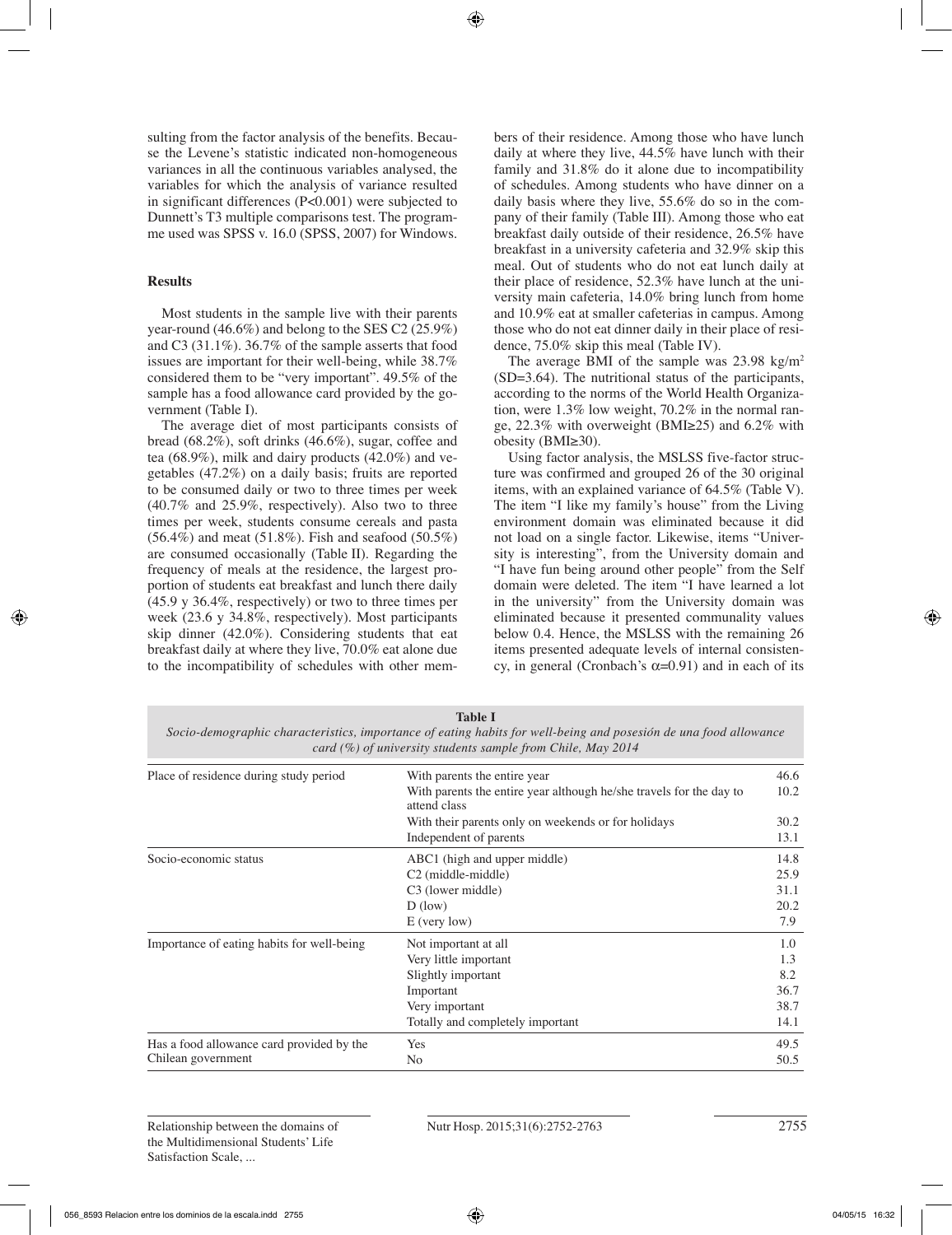sulting from the factor analysis of the benefits. Because the Levene's statistic indicated non-homogeneous variances in all the continuous variables analysed, the variables for which the analysis of variance resulted in significant differences (P<0.001) were subjected to Dunnett's T3 multiple comparisons test. The programme used was SPSS v. 16.0 (SPSS, 2007) for Windows.

## Results

Most students in the sample live with their parents year-round (46.6%) and belong to the SES C2 (25.9%) and C3 (31.1%). 36.7% of the sample asserts that food issues are important for their well-being, while 38.7% considered them to be "very important". 49.5% of the sample has a food allowance card provided by the government (Table I).

The average diet of most participants consists of bread (68.2%), soft drinks (46.6%), sugar, coffee and tea (68.9%), milk and dairy products (42.0%) and vegetables (47.2%) on a daily basis; fruits are reported to be consumed daily or two to three times per week (40.7% and 25.9%, respectively). Also two to three times per week, students consume cereals and pasta (56.4%) and meat (51.8%). Fish and seafood (50.5%) are consumed occasionally (Table II). Regarding the frequency of meals at the residence, the largest proportion of students eat breakfast and lunch there daily (45.9 y 36.4%, respectively) or two to three times per week (23.6 y 34.8%, respectively). Most participants skip dinner (42.0%). Considering students that eat breakfast daily at where they live, 70.0% eat alone due to the incompatibility of schedules with other members of their residence. Among those who have lunch daily at where they live, 44.5% have lunch with their family and 31.8% do it alone due to incompatibility of schedules. Among students who have dinner on a daily basis where they live, 55.6% do so in the company of their family (Table III). Among those who eat breakfast daily outside of their residence, 26.5% have breakfast in a university cafeteria and 32.9% skip this meal. Out of students who do not eat lunch daily at their place of residence, 52.3% have lunch at the university main cafeteria, 14.0% bring lunch from home and 10.9% eat at smaller cafeterias in campus. Among those who do not eat dinner daily in their place of residence, 75.0% skip this meal (Table IV).

The average BMI of the sample was 23.98 kg/m$^2$ (SD=3.64). The nutritional status of the participants, according to the norms of the World Health Organization, were 1.3% low weight, 70.2% in the normal range, 22.3% with overweight (BMI≥25) and 6.2% with obesity (BMI≥30).

Using factor analysis, the MSLSS five-factor structure was confirmed and grouped 26 of the 30 original items, with an explained variance of 64.5% (Table V). The item "I like my family's house" from the Living environment domain was eliminated because it did not load on a single factor. Likewise, items "University is interesting", from the University domain and "I have fun being around other people" from the Self domain were deleted. The item "I have learned a lot in the university" from the University domain was eliminated because it presented communality values below 0.4. Hence, the MSLSS with the remaining 26 items presented adequate levels of internal consistency, in general (Cronbach's $\alpha$=0.91) and in each of its

**Table I**
*Socio-demographic characteristics, importance of eating habits for well-being and posesión de una food allowance card (%) of university students sample from Chile, May 2014*

| | | |
|---|---|---|
| Place of residence during study period | With parents the entire year | 46.6 |
| | With parents the entire year although he/she travels for the day to attend class | 10.2 |
| | With their parents only on weekends or for holidays | 30.2 |
| | Independent of parents | 13.1 |
| Socio-economic status | ABC1 (high and upper middle) | 14.8 |
| | C2 (middle-middle) | 25.9 |
| | C3 (lower middle) | 31.1 |
| | D (low) | 20.2 |
| | E (very low) | 7.9 |
| Importance of eating habits for well-being | Not important at all | 1.0 |
| | Very little important | 1.3 |
| | Slightly important | 8.2 |
| | Important | 36.7 |
| | Very important | 38.7 |
| | Totally and completely important | 14.1 |
| Has a food allowance card provided by the Chilean government | Yes | 49.5 |
| | No | 50.5 |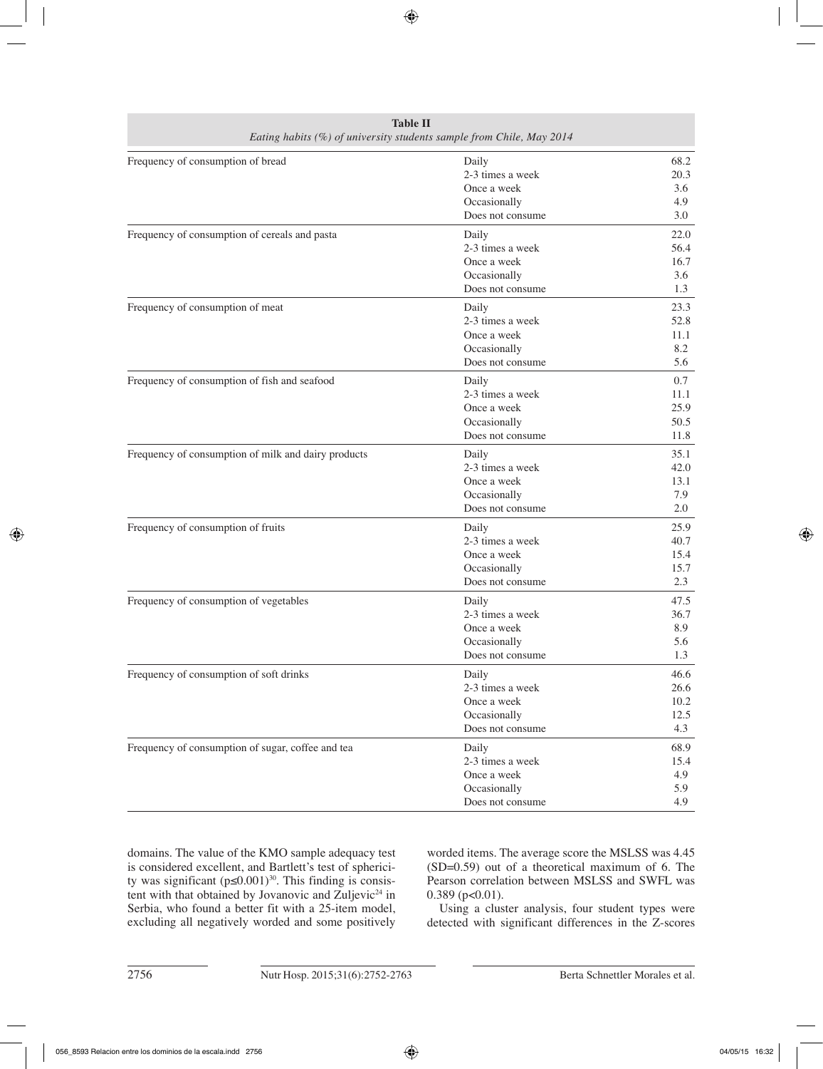**Table II**
*Eating habits (%) of university students sample from Chile, May 2014*

| | | |
|---|---|---|
| Frequency of consumption of bread | Daily | 68.2 |
| | 2-3 times a week | 20.3 |
| | Once a week | 3.6 |
| | Occasionally | 4.9 |
| | Does not consume | 3.0 |
| Frequency of consumption of cereals and pasta | Daily | 22.0 |
| | 2-3 times a week | 56.4 |
| | Once a week | 16.7 |
| | Occasionally | 3.6 |
| | Does not consume | 1.3 |
| Frequency of consumption of meat | Daily | 23.3 |
| | 2-3 times a week | 52.8 |
| | Once a week | 11.1 |
| | Occasionally | 8.2 |
| | Does not consume | 5.6 |
| Frequency of consumption of fish and seafood | Daily | 0.7 |
| | 2-3 times a week | 11.1 |
| | Once a week | 25.9 |
| | Occasionally | 50.5 |
| | Does not consume | 11.8 |
| Frequency of consumption of milk and dairy products | Daily | 35.1 |
| | 2-3 times a week | 42.0 |
| | Once a week | 13.1 |
| | Occasionally | 7.9 |
| | Does not consume | 2.0 |
| Frequency of consumption of fruits | Daily | 25.9 |
| | 2-3 times a week | 40.7 |
| | Once a week | 15.4 |
| | Occasionally | 15.7 |
| | Does not consume | 2.3 |
| Frequency of consumption of vegetables | Daily | 47.5 |
| | 2-3 times a week | 36.7 |
| | Once a week | 8.9 |
| | Occasionally | 5.6 |
| | Does not consume | 1.3 |
| Frequency of consumption of soft drinks | Daily | 46.6 |
| | 2-3 times a week | 26.6 |
| | Once a week | 10.2 |
| | Occasionally | 12.5 |
| | Does not consume | 4.3 |
| Frequency of consumption of sugar, coffee and tea | Daily | 68.9 |
| | 2-3 times a week | 15.4 |
| | Once a week | 4.9 |
| | Occasionally | 5.9 |
| | Does not consume | 4.9 |

domains. The value of the KMO sample adequacy test is considered excellent, and Bartlett's test of sphericity was significant ($p \leq 0.001$)[30]. This finding is consistent with that obtained by Jovanovic and Zuljevic[24] in Serbia, who found a better fit with a 25-item model, excluding all negatively worded and some positively worded items. The average score the MSLSS was 4.45 (SD=0.59) out of a theoretical maximum of 6. The Pearson correlation between MSLSS and SWFL was 0.389 ($p<0.01$).

Using a cluster analysis, four student types were detected with significant differences in the Z-scores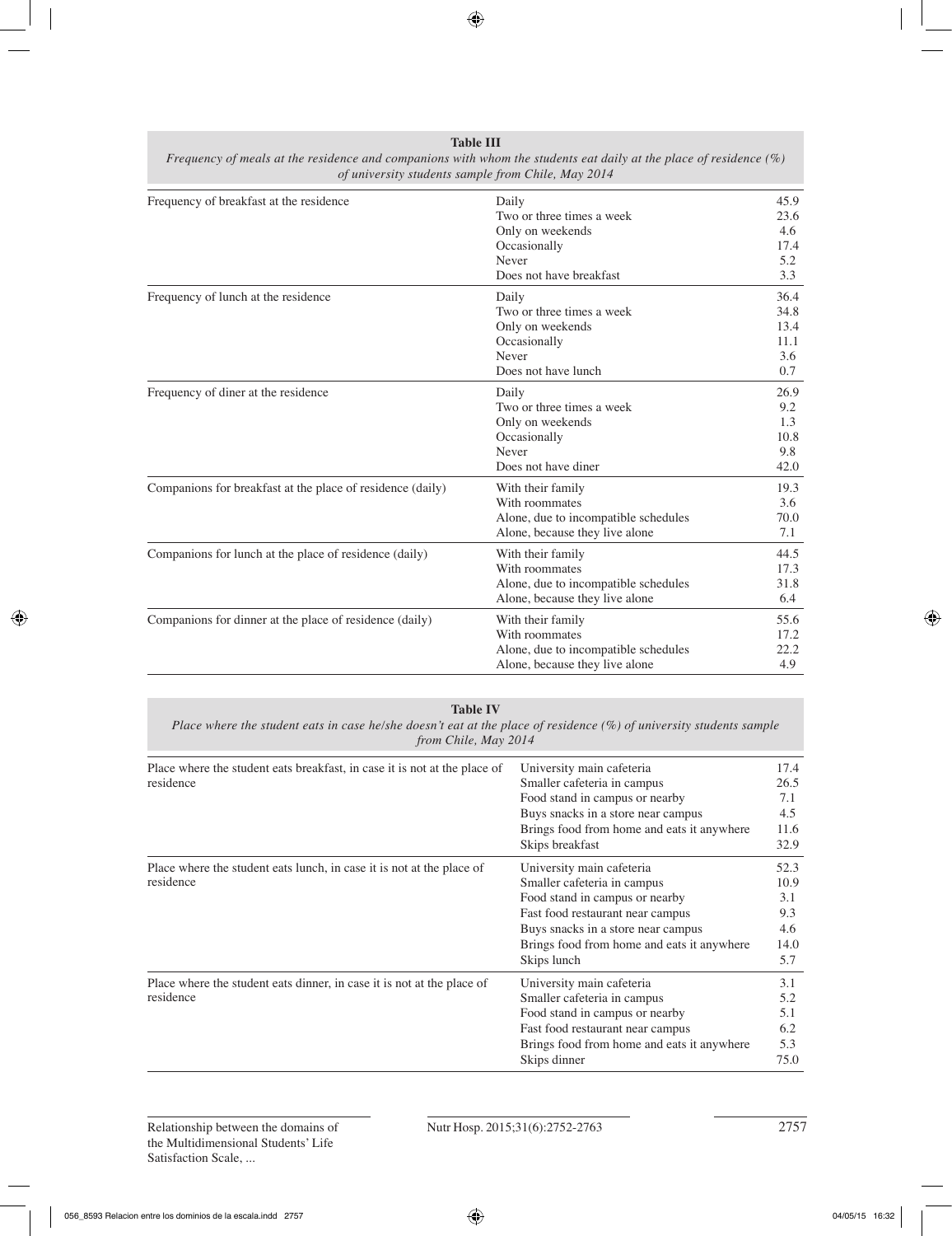**Table III**
*Frequency of meals at the residence and companions with whom the students eat daily at the place of residence (%) of university students sample from Chile, May 2014*

| | | |
|---|---|---|
| Frequency of breakfast at the residence | Daily | 45.9 |
| | Two or three times a week | 23.6 |
| | Only on weekends | 4.6 |
| | Occasionally | 17.4 |
| | Never | 5.2 |
| | Does not have breakfast | 3.3 |
| Frequency of lunch at the residence | Daily | 36.4 |
| | Two or three times a week | 34.8 |
| | Only on weekends | 13.4 |
| | Occasionally | 11.1 |
| | Never | 3.6 |
| | Does not have lunch | 0.7 |
| Frequency of diner at the residence | Daily | 26.9 |
| | Two or three times a week | 9.2 |
| | Only on weekends | 1.3 |
| | Occasionally | 10.8 |
| | Never | 9.8 |
| | Does not have diner | 42.0 |
| Companions for breakfast at the place of residence (daily) | With their family | 19.3 |
| | With roommates | 3.6 |
| | Alone, due to incompatible schedules | 70.0 |
| | Alone, because they live alone | 7.1 |
| Companions for lunch at the place of residence (daily) | With their family | 44.5 |
| | With roommates | 17.3 |
| | Alone, due to incompatible schedules | 31.8 |
| | Alone, because they live alone | 6.4 |
| Companions for dinner at the place of residence (daily) | With their family | 55.6 |
| | With roommates | 17.2 |
| | Alone, due to incompatible schedules | 22.2 |
| | Alone, because they live alone | 4.9 |

**Table IV**
*Place where the student eats in case he/she doesn't eat at the place of residence (%) of university students sample from Chile, May 2014*

| | | |
|---|---|---|
| Place where the student eats breakfast, in case it is not at the place of residence | University main cafeteria | 17.4 |
| | Smaller cafeteria in campus | 26.5 |
| | Food stand in campus or nearby | 7.1 |
| | Buys snacks in a store near campus | 4.5 |
| | Brings food from home and eats it anywhere | 11.6 |
| | Skips breakfast | 32.9 |
| Place where the student eats lunch, in case it is not at the place of residence | University main cafeteria | 52.3 |
| | Smaller cafeteria in campus | 10.9 |
| | Food stand in campus or nearby | 3.1 |
| | Fast food restaurant near campus | 9.3 |
| | Buys snacks in a store near campus | 4.6 |
| | Brings food from home and eats it anywhere | 14.0 |
| | Skips lunch | 5.7 |
| Place where the student eats dinner, in case it is not at the place of residence | University main cafeteria | 3.1 |
| | Smaller cafeteria in campus | 5.2 |
| | Food stand in campus or nearby | 5.1 |
| | Fast food restaurant near campus | 6.2 |
| | Brings food from home and eats it anywhere | 5.3 |
| | Skips dinner | 75.0 |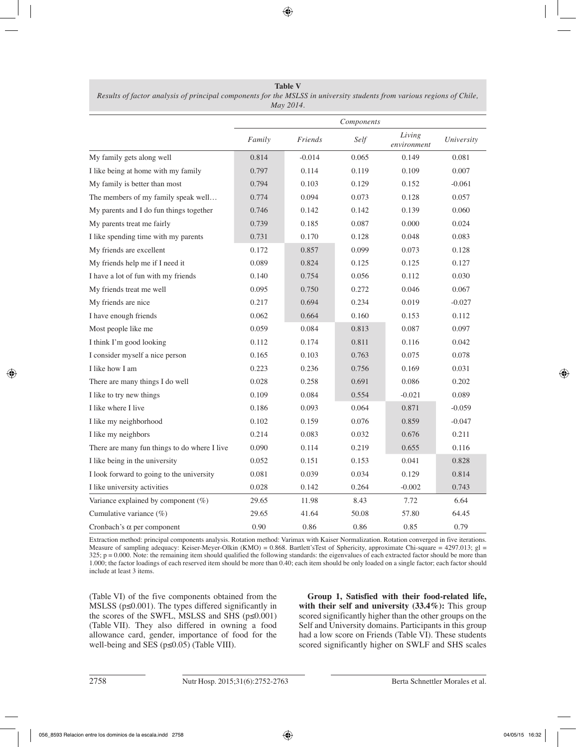**Table V**
*Results of factor analysis of principal components for the MSLSS in university students from various regions of Chile, May 2014.*

| | *Components* | | | | |
|---|---|---|---|---|---|
| | *Family* | *Friends* | *Self* | *Living environment* | *University* |
| My family gets along well | 0.814 | -0.014 | 0.065 | 0.149 | 0.081 |
| I like being at home with my family | 0.797 | 0.114 | 0.119 | 0.109 | 0.007 |
| My family is better than most | 0.794 | 0.103 | 0.129 | 0.152 | -0.061 |
| The members of my family speak well… | 0.774 | 0.094 | 0.073 | 0.128 | 0.057 |
| My parents and I do fun things together | 0.746 | 0.142 | 0.142 | 0.139 | 0.060 |
| My parents treat me fairly | 0.739 | 0.185 | 0.087 | 0.000 | 0.024 |
| I like spending time with my parents | 0.731 | 0.170 | 0.128 | 0.048 | 0.083 |
| My friends are excellent | 0.172 | 0.857 | 0.099 | 0.073 | 0.128 |
| My friends help me if I need it | 0.089 | 0.824 | 0.125 | 0.125 | 0.127 |
| I have a lot of fun with my friends | 0.140 | 0.754 | 0.056 | 0.112 | 0.030 |
| My friends treat me well | 0.095 | 0.750 | 0.272 | 0.046 | 0.067 |
| My friends are nice | 0.217 | 0.694 | 0.234 | 0.019 | -0.027 |
| I have enough friends | 0.062 | 0.664 | 0.160 | 0.153 | 0.112 |
| Most people like me | 0.059 | 0.084 | 0.813 | 0.087 | 0.097 |
| I think I'm good looking | 0.112 | 0.174 | 0.811 | 0.116 | 0.042 |
| I consider myself a nice person | 0.165 | 0.103 | 0.763 | 0.075 | 0.078 |
| I like how I am | 0.223 | 0.236 | 0.756 | 0.169 | 0.031 |
| There are many things I do well | 0.028 | 0.258 | 0.691 | 0.086 | 0.202 |
| I like to try new things | 0.109 | 0.084 | 0.554 | -0.021 | 0.089 |
| I like where I live | 0.186 | 0.093 | 0.064 | 0.871 | -0.059 |
| I like my neighborhood | 0.102 | 0.159 | 0.076 | 0.859 | -0.047 |
| I like my neighbors | 0.214 | 0.083 | 0.032 | 0.676 | 0.211 |
| There are many fun things to do where I live | 0.090 | 0.114 | 0.219 | 0.655 | 0.116 |
| I like being in the university | 0.052 | 0.151 | 0.153 | 0.041 | 0.828 |
| I look forward to going to the university | 0.081 | 0.039 | 0.034 | 0.129 | 0.814 |
| I like university activities | 0.028 | 0.142 | 0.264 | -0.002 | 0.743 |
| Variance explained by component (%) | 29.65 | 11.98 | 8.43 | 7.72 | 6.64 |
| Cumulative variance (%) | 29.65 | 41.64 | 50.08 | 57.80 | 64.45 |
| Cronbach's $\alpha$ per component | 0.90 | 0.86 | 0.86 | 0.85 | 0.79 |

Extraction method: principal components analysis. Rotation method: Varimax with Kaiser Normalization. Rotation converged in five iterations. Measure of sampling adequacy: Keiser-Meyer-Olkin (KMO) = 0.868. Bartlett'sTest of Sphericity, approximate Chi-square = 4297.013; gl = 325; p = 0.000. Note: the remaining item should qualified the following standards: the eigenvalues of each extracted factor should be more than 1.000; the factor loadings of each reserved item should be more than 0.40; each item should be only loaded on a single factor; each factor should include at least 3 items.

(Table VI) of the five components obtained from the MSLSS ($p \leq 0.001$). The types differed significantly in the scores of the SWFL, MSLSS and SHS ($p \leq 0.001$) (Table VII). They also differed in owning a food allowance card, gender, importance of food for the well-being and SES ($p \leq 0.05$) (Table VIII).

**Group 1, Satisfied with their food-related life, with their self and university (33.4%):** This group scored significantly higher than the other groups on the Self and University domains. Participants in this group had a low score on Friends (Table VI). These students scored significantly higher on SWLF and SHS scales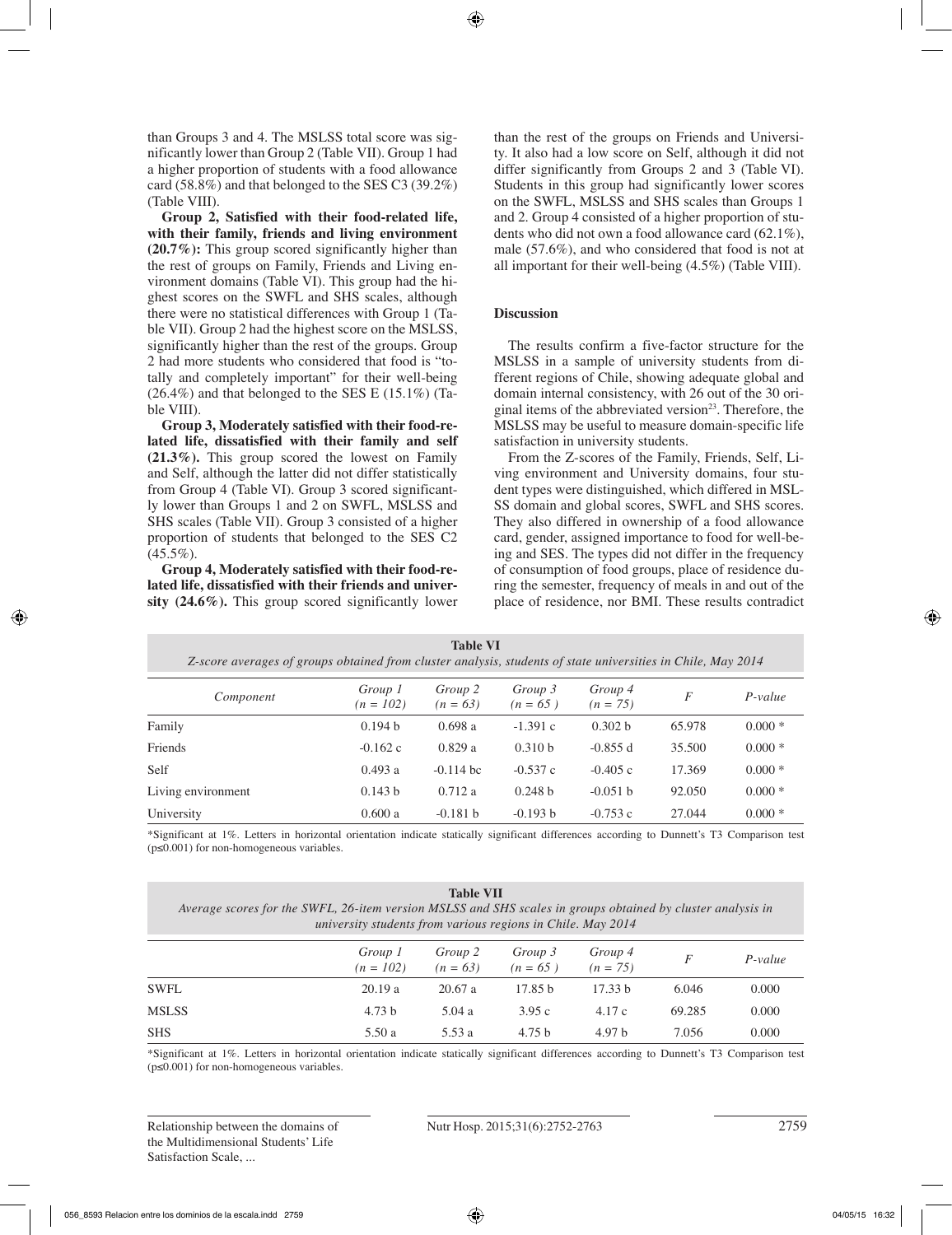than Groups 3 and 4. The MSLSS total score was significantly lower than Group 2 (Table VII). Group 1 had a higher proportion of students with a food allowance card (58.8%) and that belonged to the SES C3 (39.2%) (Table VIII).

**Group 2, Satisfied with their food-related life, with their family, friends and living environment (20.7%):** This group scored significantly higher than the rest of groups on Family, Friends and Living environment domains (Table VI). This group had the highest scores on the SWFL and SHS scales, although there were no statistical differences with Group 1 (Table VII). Group 2 had the highest score on the MSLSS, significantly higher than the rest of the groups. Group 2 had more students who considered that food is "totally and completely important" for their well-being (26.4%) and that belonged to the SES E (15.1%) (Table VIII).

**Group 3, Moderately satisfied with their food-related life, dissatisfied with their family and self (21.3%).** This group scored the lowest on Family and Self, although the latter did not differ statistically from Group 4 (Table VI). Group 3 scored significantly lower than Groups 1 and 2 on SWFL, MSLSS and SHS scales (Table VII). Group 3 consisted of a higher proportion of students that belonged to the SES C2 (45.5%).

**Group 4, Moderately satisfied with their food-related life, dissatisfied with their friends and university (24.6%).** This group scored significantly lower than the rest of the groups on Friends and University. It also had a low score on Self, although it did not differ significantly from Groups 2 and 3 (Table VI). Students in this group had significantly lower scores on the SWFL, MSLSS and SHS scales than Groups 1 and 2. Group 4 consisted of a higher proportion of students who did not own a food allowance card (62.1%), male (57.6%), and who considered that food is not at all important for their well-being (4.5%) (Table VIII).

## Discussion

The results confirm a five-factor structure for the MSLSS in a sample of university students from different regions of Chile, showing adequate global and domain internal consistency, with 26 out of the 30 original items of the abbreviated version[23]. Therefore, the MSLSS may be useful to measure domain-specific life satisfaction in university students.

From the Z-scores of the Family, Friends, Self, Living environment and University domains, four student types were distinguished, which differed in MSLSS domain and global scores, SWFL and SHS scores. They also differed in ownership of a food allowance card, gender, assigned importance to food for well-being and SES. The types did not differ in the frequency of consumption of food groups, place of residence during the semester, frequency of meals in and out of the place of residence, nor BMI. These results contradict

**Table VI**
*Z-score averages of groups obtained from cluster analysis, students of state universities in Chile, May 2014*

| *Component* | *Group 1 (n = 102)* | *Group 2 (n = 63)* | *Group 3 (n = 65 )* | *Group 4 (n = 75)* | *F* | *P-value* |
|---|---|---|---|---|---|---|
| Family | 0.194 b | 0.698 a | -1.391 c | 0.302 b | 65.978 | 0.000 * |
| Friends | -0.162 c | 0.829 a | 0.310 b | -0.855 d | 35.500 | 0.000 * |
| Self | 0.493 a | -0.114 bc | -0.537 c | -0.405 c | 17.369 | 0.000 * |
| Living environment | 0.143 b | 0.712 a | 0.248 b | -0.051 b | 92.050 | 0.000 * |
| University | 0.600 a | -0.181 b | -0.193 b | -0.753 c | 27.044 | 0.000 * |

*Significant at 1%. Letters in horizontal orientation indicate statically significant differences according to Dunnett's T3 Comparison test ($p \leq 0.001$) for non-homogeneous variables.

**Table VII**
*Average scores for the SWFL, 26-item version MSLSS and SHS scales in groups obtained by cluster analysis in university students from various regions in Chile. May 2014*

| | *Group 1 (n = 102)* | *Group 2 (n = 63)* | *Group 3 (n = 65 )* | *Group 4 (n = 75)* | *F* | *P-value* |
|---|---|---|---|---|---|---|
| SWFL | 20.19 a | 20.67 a | 17.85 b | 17.33 b | 6.046 | 0.000 |
| MSLSS | 4.73 b | 5.04 a | 3.95 c | 4.17 c | 69.285 | 0.000 |
| SHS | 5.50 a | 5.53 a | 4.75 b | 4.97 b | 7.056 | 0.000 |

*Significant at 1%. Letters in horizontal orientation indicate statically significant differences according to Dunnett's T3 Comparison test ($p \leq 0.001$) for non-homogeneous variables.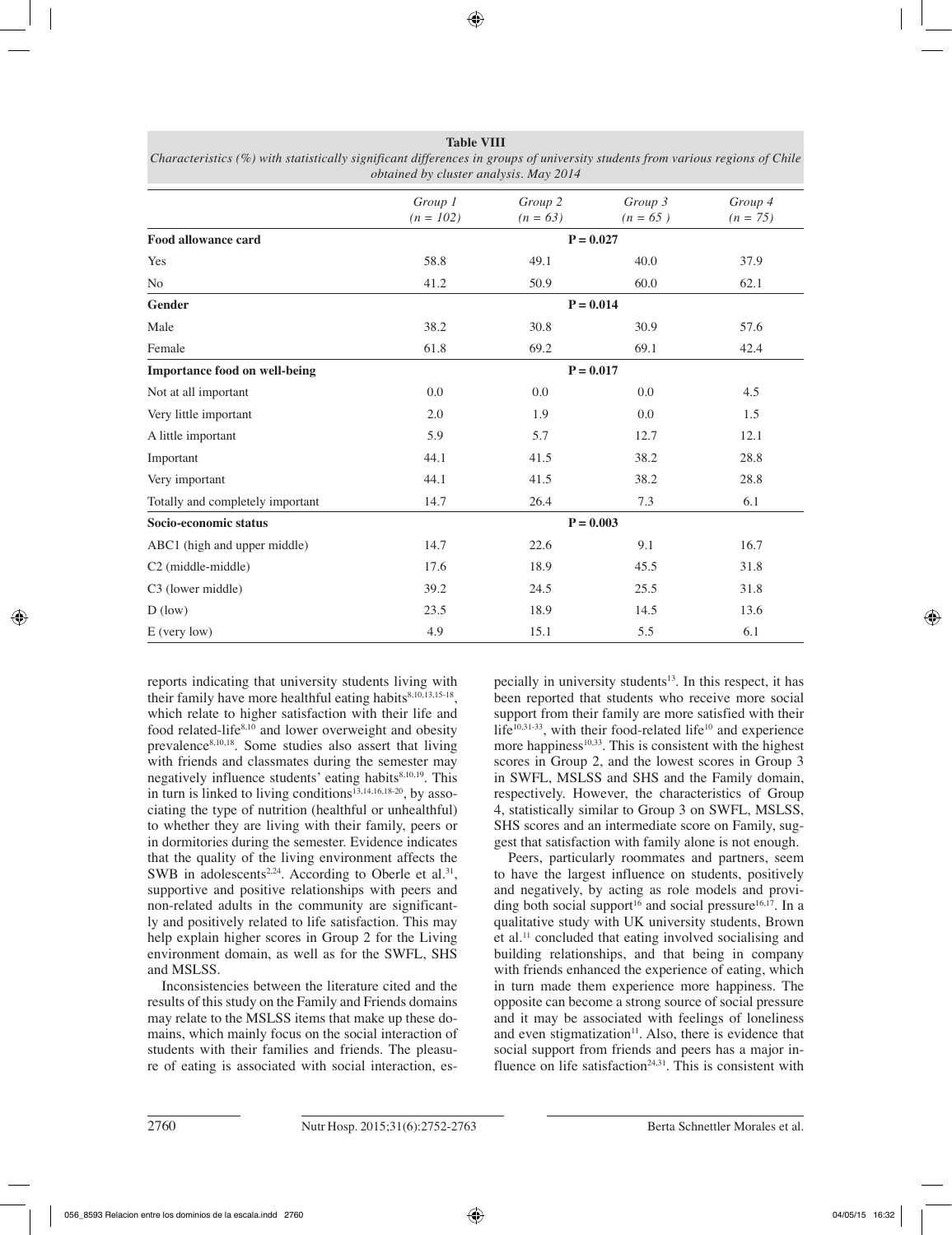**Table VIII**

*Characteristics (%) with statistically significant differences in groups of university students from various regions of Chile obtained by cluster analysis. May 2014*

| | *Group 1 (n = 102)* | *Group 2 (n = 63)* | *Group 3 (n = 65 )* | *Group 4 (n = 75)* |
|---|---|---|---|---|
| **Food allowance card** | | **P = 0.027** | | |
| Yes | 58.8 | 49.1 | 40.0 | 37.9 |
| No | 41.2 | 50.9 | 60.0 | 62.1 |
| **Gender** | | **P = 0.014** | | |
| Male | 38.2 | 30.8 | 30.9 | 57.6 |
| Female | 61.8 | 69.2 | 69.1 | 42.4 |
| **Importance food on well-being** | | **P = 0.017** | | |
| Not at all important | 0.0 | 0.0 | 0.0 | 4.5 |
| Very little important | 2.0 | 1.9 | 0.0 | 1.5 |
| A little important | 5.9 | 5.7 | 12.7 | 12.1 |
| Important | 44.1 | 41.5 | 38.2 | 28.8 |
| Very important | 44.1 | 41.5 | 38.2 | 28.8 |
| Totally and completely important | 14.7 | 26.4 | 7.3 | 6.1 |
| **Socio-economic status** | | **P = 0.003** | | |
| ABC1 (high and upper middle) | 14.7 | 22.6 | 9.1 | 16.7 |
| C2 (middle-middle) | 17.6 | 18.9 | 45.5 | 31.8 |
| C3 (lower middle) | 39.2 | 24.5 | 25.5 | 31.8 |
| D (low) | 23.5 | 18.9 | 14.5 | 13.6 |
| E (very low) | 4.9 | 15.1 | 5.5 | 6.1 |

reports indicating that university students living with their family have more healthful eating habits[8,10,13,15-18], which relate to higher satisfaction with their life and food related-life[8,10] and lower overweight and obesity prevalence[8,10,18]. Some studies also assert that living with friends and classmates during the semester may negatively influence students' eating habits[8,10,19]. This in turn is linked to living conditions[13,14,16,18-20], by associating the type of nutrition (healthful or unhealthful) to whether they are living with their family, peers or in dormitories during the semester. Evidence indicates that the quality of the living environment affects the SWB in adolescents[2,24]. According to Oberle et al.[31], supportive and positive relationships with peers and non-related adults in the community are significantly and positively related to life satisfaction. This may help explain higher scores in Group 2 for the Living environment domain, as well as for the SWFL, SHS and MSLSS.

Inconsistencies between the literature cited and the results of this study on the Family and Friends domains may relate to the MSLSS items that make up these domains, which mainly focus on the social interaction of students with their families and friends. The pleasure of eating is associated with social interaction, especially in university students[13]. In this respect, it has been reported that students who receive more social support from their family are more satisfied with their life[10,31-33], with their food-related life[10] and experience more happiness[10,33]. This is consistent with the highest scores in Group 2, and the lowest scores in Group 3 in SWFL, MSLSS and SHS and the Family domain, respectively. However, the characteristics of Group 4, statistically similar to Group 3 on SWFL, MSLSS, SHS scores and an intermediate score on Family, suggest that satisfaction with family alone is not enough.

Peers, particularly roommates and partners, seem to have the largest influence on students, positively and negatively, by acting as role models and providing both social support[16] and social pressure[16,17]. In a qualitative study with UK university students, Brown et al.[11] concluded that eating involved socialising and building relationships, and that being in company with friends enhanced the experience of eating, which in turn made them experience more happiness. The opposite can become a strong source of social pressure and it may be associated with feelings of loneliness and even stigmatization[11]. Also, there is evidence that social support from friends and peers has a major influence on life satisfaction[24,31]. This is consistent with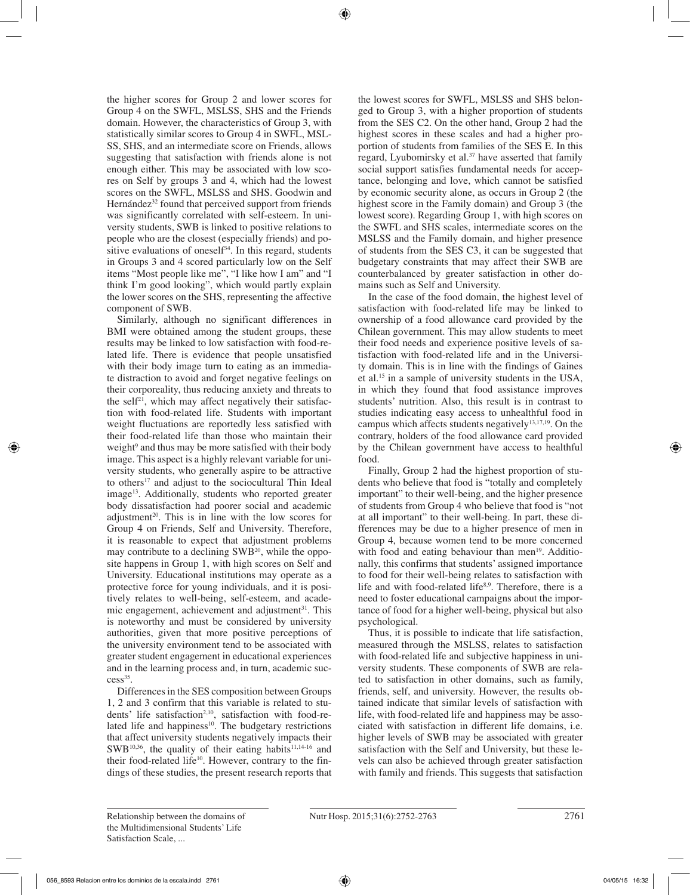the higher scores for Group 2 and lower scores for Group 4 on the SWFL, MSLSS, SHS and the Friends domain. However, the characteristics of Group 3, with statistically similar scores to Group 4 in SWFL, MSLSS, SHS, and an intermediate score on Friends, allows suggesting that satisfaction with friends alone is not enough either. This may be associated with low scores on Self by groups 3 and 4, which had the lowest scores on the SWFL, MSLSS and SHS. Goodwin and Hernández[32] found that perceived support from friends was significantly correlated with self-esteem. In university students, SWB is linked to positive relations to people who are the closest (especially friends) and positive evaluations of oneself[34]. In this regard, students in Groups 3 and 4 scored particularly low on the Self items "Most people like me", "I like how I am" and "I think I'm good looking", which would partly explain the lower scores on the SHS, representing the affective component of SWB.

Similarly, although no significant differences in BMI were obtained among the student groups, these results may be linked to low satisfaction with food-related life. There is evidence that people unsatisfied with their body image turn to eating as an immediate distraction to avoid and forget negative feelings on their corporeality, thus reducing anxiety and threats to the self[21], which may affect negatively their satisfaction with food-related life. Students with important weight fluctuations are reportedly less satisfied with their food-related life than those who maintain their weight[9] and thus may be more satisfied with their body image. This aspect is a highly relevant variable for university students, who generally aspire to be attractive to others[17] and adjust to the sociocultural Thin Ideal image[13]. Additionally, students who reported greater body dissatisfaction had poorer social and academic adjustment[20]. This is in line with the low scores for Group 4 on Friends, Self and University. Therefore, it is reasonable to expect that adjustment problems may contribute to a declining SWB[20], while the opposite happens in Group 1, with high scores on Self and University. Educational institutions may operate as a protective force for young individuals, and it is positively relates to well-being, self-esteem, and academic engagement, achievement and adjustment[31]. This is noteworthy and must be considered by university authorities, given that more positive perceptions of the university environment tend to be associated with greater student engagement in educational experiences and in the learning process and, in turn, academic success[35].

Differences in the SES composition between Groups 1, 2 and 3 confirm that this variable is related to students' life satisfaction[2,10], satisfaction with food-related life and happiness[10]. The budgetary restrictions that affect university students negatively impacts their SWB[10,36], the quality of their eating habits[11,14-16] and their food-related life[10]. However, contrary to the findings of these studies, the present research reports that the lowest scores for SWFL, MSLSS and SHS belonged to Group 3, with a higher proportion of students from the SES C2. On the other hand, Group 2 had the highest scores in these scales and had a higher proportion of students from families of the SES E. In this regard, Lyubomirsky et al.[37] have asserted that family social support satisfies fundamental needs for acceptance, belonging and love, which cannot be satisfied by economic security alone, as occurs in Group 2 (the highest score in the Family domain) and Group 3 (the lowest score). Regarding Group 1, with high scores on the SWFL and SHS scales, intermediate scores on the MSLSS and the Family domain, and higher presence of students from the SES C3, it can be suggested that budgetary constraints that may affect their SWB are counterbalanced by greater satisfaction in other domains such as Self and University.

In the case of the food domain, the highest level of satisfaction with food-related life may be linked to ownership of a food allowance card provided by the Chilean government. This may allow students to meet their food needs and experience positive levels of satisfaction with food-related life and in the University domain. This is in line with the findings of Gaines et al.[15] in a sample of university students in the USA, in which they found that food assistance improves students' nutrition. Also, this result is in contrast to studies indicating easy access to unhealthful food in campus which affects students negatively[13,17,19]. On the contrary, holders of the food allowance card provided by the Chilean government have access to healthful food.

Finally, Group 2 had the highest proportion of students who believe that food is "totally and completely important" to their well-being, and the higher presence of students from Group 4 who believe that food is "not at all important" to their well-being. In part, these differences may be due to a higher presence of men in Group 4, because women tend to be more concerned with food and eating behaviour than men[19]. Additionally, this confirms that students' assigned importance to food for their well-being relates to satisfaction with life and with food-related life[8,9]. Therefore, there is a need to foster educational campaigns about the importance of food for a higher well-being, physical but also psychological.

Thus, it is possible to indicate that life satisfaction, measured through the MSLSS, relates to satisfaction with food-related life and subjective happiness in university students. These components of SWB are related to satisfaction in other domains, such as family, friends, self, and university. However, the results obtained indicate that similar levels of satisfaction with life, with food-related life and happiness may be associated with satisfaction in different life domains, i.e. higher levels of SWB may be associated with greater satisfaction with the Self and University, but these levels can also be achieved through greater satisfaction with family and friends. This suggests that satisfaction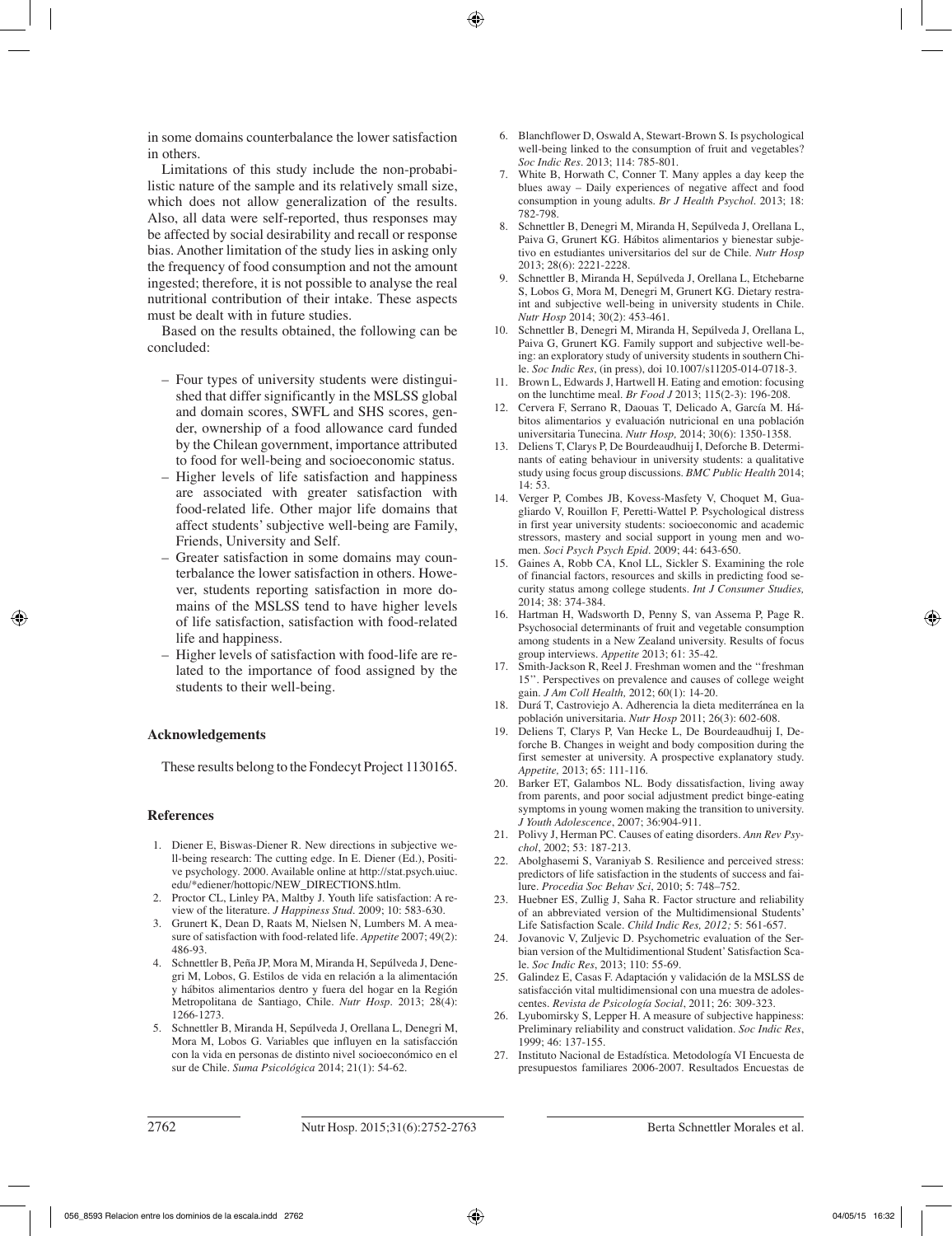in some domains counterbalance the lower satisfaction in others.

Limitations of this study include the non-probabilistic nature of the sample and its relatively small size, which does not allow generalization of the results. Also, all data were self-reported, thus responses may be affected by social desirability and recall or response bias. Another limitation of the study lies in asking only the frequency of food consumption and not the amount ingested; therefore, it is not possible to analyse the real nutritional contribution of their intake. These aspects must be dealt with in future studies.

Based on the results obtained, the following can be concluded:

– Four types of university students were distinguished that differ significantly in the MSLSS global and domain scores, SWFL and SHS scores, gender, ownership of a food allowance card funded by the Chilean government, importance attributed to food for well-being and socioeconomic status.
– Higher levels of life satisfaction and happiness are associated with greater satisfaction with food-related life. Other major life domains that affect students' subjective well-being are Family, Friends, University and Self.
– Greater satisfaction in some domains may counterbalance the lower satisfaction in others. However, students reporting satisfaction in more domains of the MSLSS tend to have higher levels of life satisfaction, satisfaction with food-related life and happiness.
– Higher levels of satisfaction with food-life are related to the importance of food assigned by the students to their well-being.

### Acknowledgements

These results belong to the Fondecyt Project 1130165.

### References

1. Diener E, Biswas-Diener R. New directions in subjective well-being research: The cutting edge. In E. Diener (Ed.), Positive psychology. 2000. Available online at http://stat.psych.uiuc.edu/*ediener/hottopic/NEW_DIRECTIONS.htlm.
2. Proctor CL, Linley PA, Maltby J. Youth life satisfaction: A review of the literature. *J Happiness Stud*. 2009; 10: 583-630.
3. Grunert K, Dean D, Raats M, Nielsen N, Lumbers M. A measure of satisfaction with food-related life. *Appetite* 2007; 49(2): 486-93.
4. Schnettler B, Peña JP, Mora M, Miranda H, Sepúlveda J, Denegri M, Lobos, G. Estilos de vida en relación a la alimentación y hábitos alimentarios dentro y fuera del hogar en la Región Metropolitana de Santiago, Chile. *Nutr Hosp*. 2013; 28(4): 1266-1273.
5. Schnettler B, Miranda H, Sepúlveda J, Orellana L, Denegri M, Mora M, Lobos G. Variables que influyen en la satisfacción con la vida en personas de distinto nivel socioeconómico en el sur de Chile. *Suma Psicológica* 2014; 21(1): 54-62.
6. Blanchflower D, Oswald A, Stewart-Brown S. Is psychological well-being linked to the consumption of fruit and vegetables? *Soc Indic Res*. 2013; 114: 785-801.
7. White B, Horwath C, Conner T. Many apples a day keep the blues away – Daily experiences of negative affect and food consumption in young adults. *Br J Health Psychol*. 2013; 18: 782-798.
8. Schnettler B, Denegri M, Miranda H, Sepúlveda J, Orellana L, Paiva G, Grunert KG. Hábitos alimentarios y bienestar subjetivo en estudiantes universitarios del sur de Chile. *Nutr Hosp* 2013; 28(6): 2221-2228.
9. Schnettler B, Miranda H, Sepúlveda J, Orellana L, Etchebarne S, Lobos G, Mora M, Denegri M, Grunert KG. Dietary restraint and subjective well-being in university students in Chile. *Nutr Hosp* 2014; 30(2): 453-461.
10. Schnettler B, Denegri M, Miranda H, Sepúlveda J, Orellana L, Paiva G, Grunert KG. Family support and subjective well-being: an exploratory study of university students in southern Chile. *Soc Indic Res*, (in press), doi 10.1007/s11205-014-0718-3.
11. Brown L, Edwards J, Hartwell H. Eating and emotion: focusing on the lunchtime meal. *Br Food J* 2013; 115(2-3): 196-208.
12. Cervera F, Serrano R, Daouas T, Delicado A, García M. Hábitos alimentarios y evaluación nutricional en una población universitaria Tunecina. *Nutr Hosp,* 2014; 30(6): 1350-1358.
13. Deliens T, Clarys P, De Bourdeaudhuij I, Deforche B. Determinants of eating behaviour in university students: a qualitative study using focus group discussions. *BMC Public Health* 2014; 14: 53.
14. Verger P, Combes JB, Kovess-Masfety V, Choquet M, Guagliardo V, Rouillon F, Peretti-Wattel P. Psychological distress in first year university students: socioeconomic and academic stressors, mastery and social support in young men and women. *Soci Psych Psych Epid*. 2009; 44: 643-650.
15. Gaines A, Robb CA, Knol LL, Sickler S. Examining the role of financial factors, resources and skills in predicting food security status among college students. *Int J Consumer Studies,* 2014; 38: 374-384.
16. Hartman H, Wadsworth D, Penny S, van Assema P, Page R. Psychosocial determinants of fruit and vegetable consumption among students in a New Zealand university. Results of focus group interviews. *Appetite* 2013; 61: 35-42.
17. Smith-Jackson R, Reel J. Freshman women and the "freshman 15". Perspectives on prevalence and causes of college weight gain. *J Am Coll Health,* 2012; 60(1): 14-20.
18. Durá T, Castroviejo A. Adherencia la dieta mediterránea en la población universitaria. *Nutr Hosp* 2011; 26(3): 602-608.
19. Deliens T, Clarys P, Van Hecke L, De Bourdeaudhuij I, Deforche B. Changes in weight and body composition during the first semester at university. A prospective explanatory study. *Appetite,* 2013; 65: 111-116.
20. Barker ET, Galambos NL. Body dissatisfaction, living away from parents, and poor social adjustment predict binge-eating symptoms in young women making the transition to university. *J Youth Adolescence*, 2007; 36:904-911.
21. Polivy J, Herman PC. Causes of eating disorders. *Ann Rev Psychol*, 2002; 53: 187-213.
22. Abolghasemi S, Varaniyab S. Resilience and perceived stress: predictors of life satisfaction in the students of success and failure. *Procedia Soc Behav Sci*, 2010; 5: 748–752.
23. Huebner ES, Zullig J, Saha R. Factor structure and reliability of an abbreviated version of the Multidimensional Students' Life Satisfaction Scale. *Child Indic Res, 2012;* 5: 561-657.
24. Jovanovic V, Zuljevic D. Psychometric evaluation of the Serbian version of the Multidimentional Student' Satisfaction Scale. *Soc Indic Res*, 2013; 110: 55-69.
25. Galindez E, Casas F. Adaptación y validación de la MSLSS de satisfacción vital multidimensional con una muestra de adolescentes. *Revista de Psicología Social*, 2011; 26: 309-323.
26. Lyubomirsky S, Lepper H. A measure of subjective happiness: Preliminary reliability and construct validation. *Soc Indic Res*, 1999; 46: 137-155.
27. Instituto Nacional de Estadística. Metodología VI Encuesta de presupuestos familiares 2006-2007. Resultados Encuestas de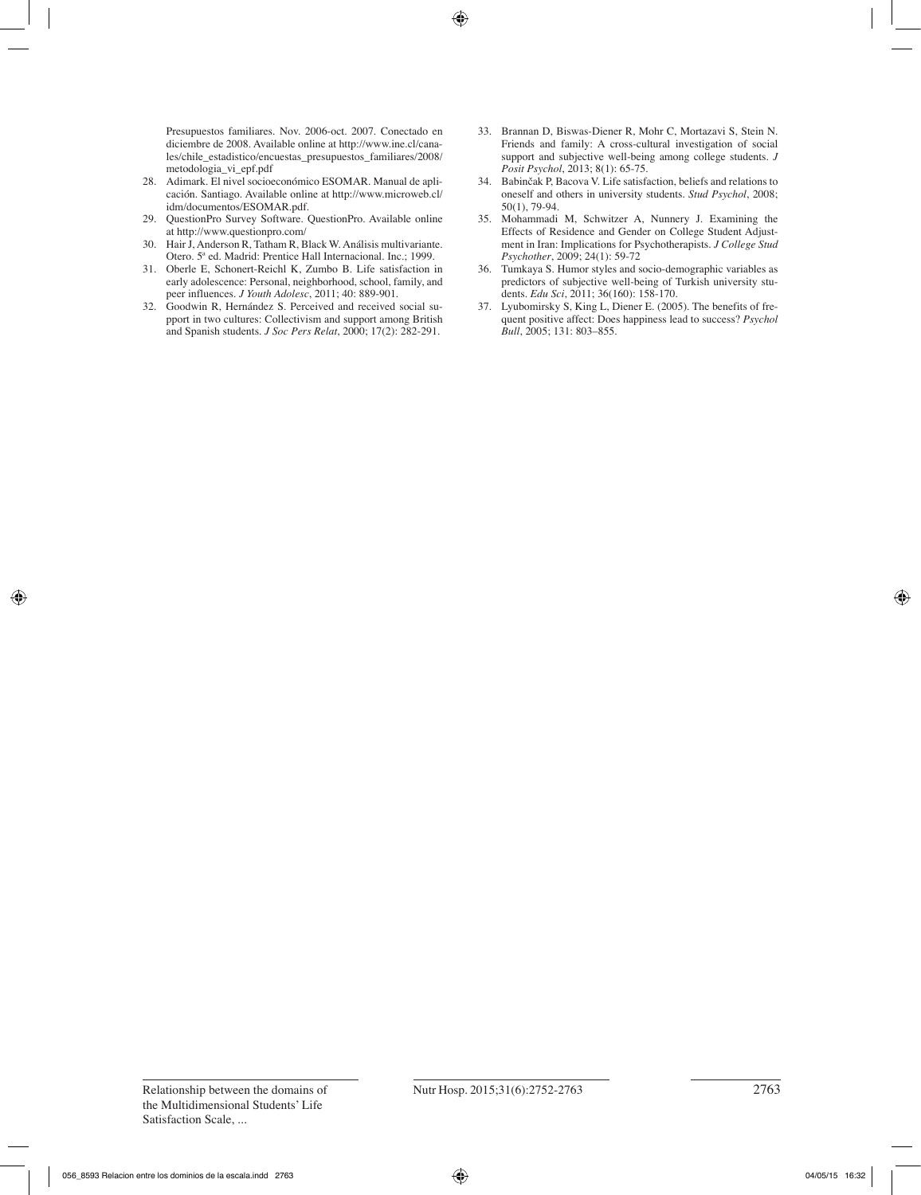Presupuestos familiares. Nov. 2006-oct. 2007. Conectado en diciembre de 2008. Available online at http://www.ine.cl/canales/chile_estadistico/encuestas_presupuestos_familiares/2008/metodologia_vi_epf.pdf

28. Adimark. El nivel socioeconómico ESOMAR. Manual de aplicación. Santiago. Available online at http://www.microweb.cl/idm/documentos/ESOMAR.pdf.
29. QuestionPro Survey Software. QuestionPro. Available online at http://www.questionpro.com/
30. Hair J, Anderson R, Tatham R, Black W. Análisis multivariante. Otero. 5ª ed. Madrid: Prentice Hall Internacional. Inc.; 1999.
31. Oberle E, Schonert-Reichl K, Zumbo B. Life satisfaction in early adolescence: Personal, neighborhood, school, family, and peer influences. *J Youth Adolesc*, 2011; 40: 889-901.
32. Goodwin R, Hernández S. Perceived and received social support in two cultures: Collectivism and support among British and Spanish students. *J Soc Pers Relat*, 2000; 17(2): 282-291.
33. Brannan D, Biswas-Diener R, Mohr C, Mortazavi S, Stein N. Friends and family: A cross-cultural investigation of social support and subjective well-being among college students. *J Posit Psychol*, 2013; 8(1): 65-75.
34. Babinčak P, Bacova V. Life satisfaction, beliefs and relations to oneself and others in university students. *Stud Psychol*, 2008; 50(1), 79-94.
35. Mohammadi M, Schwitzer A, Nunnery J. Examining the Effects of Residence and Gender on College Student Adjustment in Iran: Implications for Psychotherapists. *J College Stud Psychother*, 2009; 24(1): 59-72
36. Tumkaya S. Humor styles and socio-demographic variables as predictors of subjective well-being of Turkish university students. *Edu Sci*, 2011; 36(160): 158-170.
37. Lyubomirsky S, King L, Diener E. (2005). The benefits of frequent positive affect: Does happiness lead to success? *Psychol Bull*, 2005; 131: 803–855.